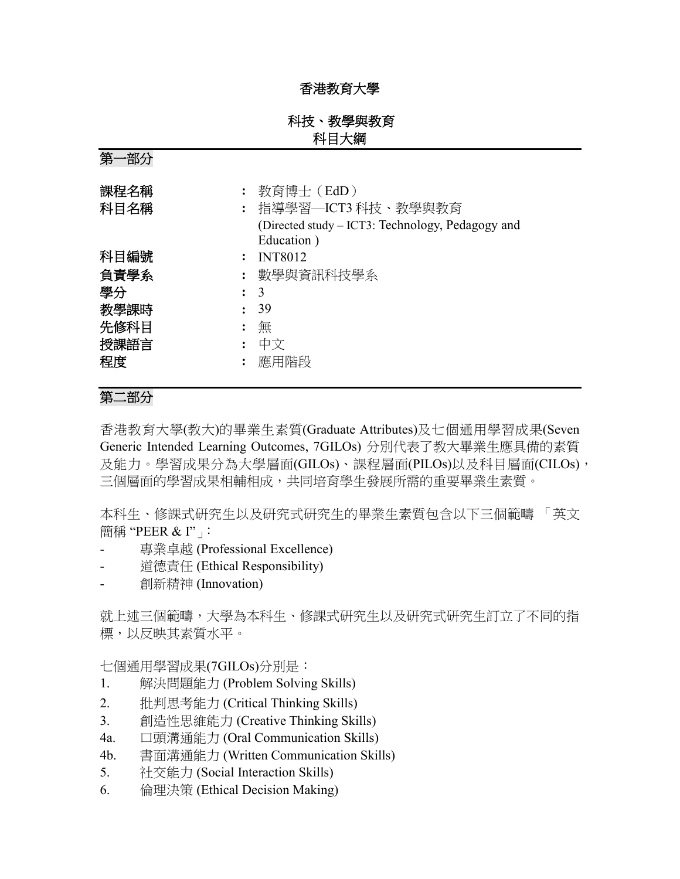# 香港教育大學

## 科技、教學與教育
## 科目大綱

## 第一部分

| | | |
|---|---|---|
| 課程名稱 | : | 教育博士（EdD） |
| 科目名稱 | : | 指導學習—ICT3 科技、教學與教育 (Directed study – ICT3: Technology, Pedagogy and Education ) |
| 科目編號 | : | INT8012 |
| 負責學系 | : | 數學與資訊科技學系 |
| 學分 | : | 3 |
| 教學課時 | : | 39 |
| 先修科目 | : | 無 |
| 授課語言 | : | 中文 |
| 程度 | : | 應用階段 |

## 第二部分

香港教育大學(教大)的畢業生素質(Graduate Attributes)及七個通用學習成果(Seven Generic Intended Learning Outcomes, 7GILOs) 分別代表了教大畢業生應具備的素質及能力。學習成果分為大學層面(GILOs)、課程層面(PILOs)以及科目層面(CILOs)，三個層面的學習成果相輔相成，共同培育學生發展所需的重要畢業生素質。

本科生、修課式研究生以及研究式研究生的畢業生素質包含以下三個範疇 「英文簡稱 "PEER & I"」：

- 專業卓越 (Professional Excellence)
- 道德責任 (Ethical Responsibility)
- 創新精神 (Innovation)

就上述三個範疇，大學為本科生、修課式研究生以及研究式研究生訂立了不同的指標，以反映其素質水平。

七個通用學習成果(7GILOs)分別是：

1. 解決問題能力 (Problem Solving Skills)
2. 批判思考能力 (Critical Thinking Skills)
3. 創造性思維能力 (Creative Thinking Skills)

4a. 口頭溝通能力 (Oral Communication Skills)

4b. 書面溝通能力 (Written Communication Skills)

5. 社交能力 (Social Interaction Skills)
6. 倫理決策 (Ethical Decision Making)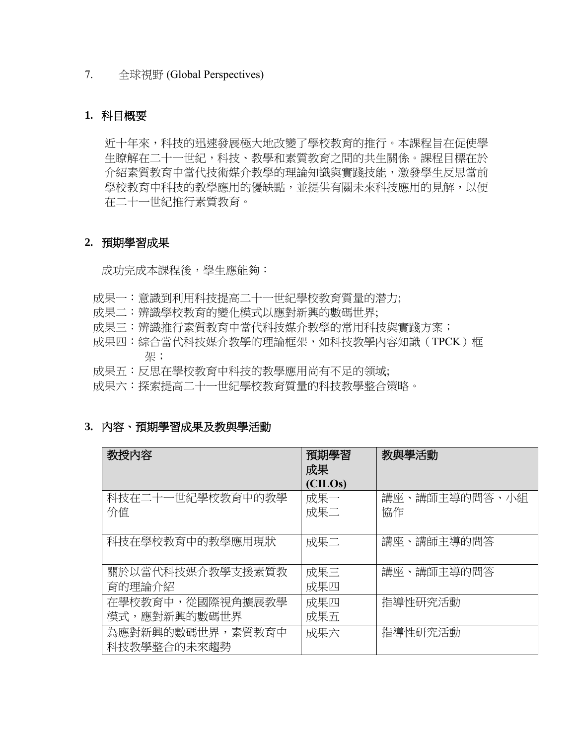7. 全球視野 (Global Perspectives)

## 1. 科目概要

近十年來，科技的迅速發展極大地改變了學校教育的推行。本課程旨在促使學生瞭解在二十一世紀，科技、教學和素質教育之間的共生關係。課程目標在於介紹素質教育中當代技術媒介教學的理論知識與實踐技能，激發學生反思當前學校教育中科技的教學應用的優缺點，並提供有關未來科技應用的見解，以便在二十一世紀推行素質教育。

## 2. 預期學習成果

成功完成本課程後，學生應能夠：

成果一：意識到利用科技提高二十一世紀學校教育質量的潛力;
成果二：辨識學校教育的變化模式以應對新興的數碼世界;
成果三：辨識推行素質教育中當代科技媒介教學的常用科技與實踐方案；
成果四：綜合當代科技媒介教學的理論框架，如科技教學內容知識（TPCK）框架；
成果五：反思在學校教育中科技的教學應用尚有不足的領域;
成果六：探索提高二十一世紀學校教育質量的科技教學整合策略。

## 3. 內容、預期學習成果及教與學活動

| 教授內容 | 預期學習成果 (CILOs) | 教與學活動 |
|---|---|---|
| 科技在二十一世紀學校教育中的教學价值 | 成果一<br>成果二 | 講座、講師主導的問答、小組協作 |
| 科技在學校教育中的教學應用現狀 | 成果二 | 講座、講師主導的問答 |
| 關於以當代科技媒介教學支援素質教育的理論介紹 | 成果三<br>成果四 | 講座、講師主導的問答 |
| 在學校教育中，從國際視角擴展教學模式，應對新興的數碼世界 | 成果四<br>成果五 | 指導性研究活動 |
| 為應對新興的數碼世界，素質教育中科技教學整合的未來趨勢 | 成果六 | 指導性研究活動 |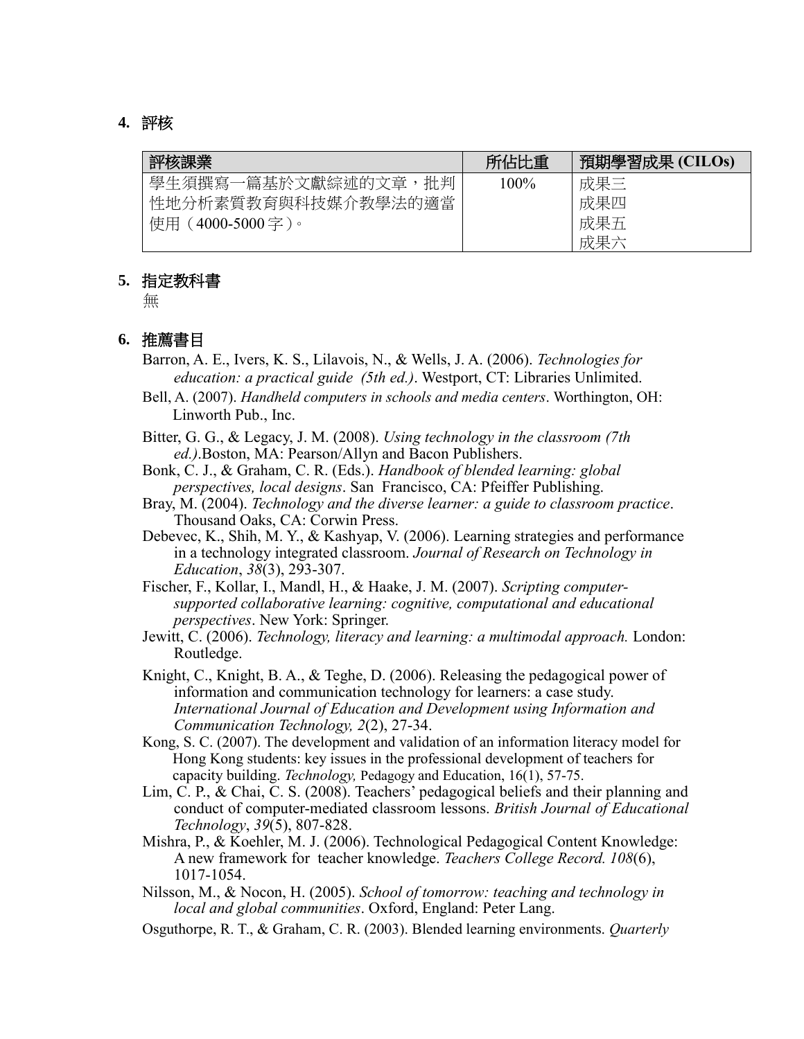## 4. 評核

| 評核課業 | 所佔比重 | 預期學習成果 (CILOs) |
|---|---|---|
| 學生須撰寫一篇基於文獻綜述的文章，批判性地分析素質教育與科技媒介教學法的適當使用（4000-5000 字）。 | 100% | 成果三<br>成果四<br>成果五<br>成果六 |

## 5. 指定教科書

無

## 6. 推薦書目

Barron, A. E., Ivers, K. S., Lilavois, N., & Wells, J. A. (2006). *Technologies for education: a practical guide (5th ed.)*. Westport, CT: Libraries Unlimited.

Bell, A. (2007). *Handheld computers in schools and media centers*. Worthington, OH: Linworth Pub., Inc.

Bitter, G. G., & Legacy, J. M. (2008). *Using technology in the classroom (7th ed.)*.Boston, MA: Pearson/Allyn and Bacon Publishers.

Bonk, C. J., & Graham, C. R. (Eds.). *Handbook of blended learning: global perspectives, local designs*. San Francisco, CA: Pfeiffer Publishing.

Bray, M. (2004). *Technology and the diverse learner: a guide to classroom practice*. Thousand Oaks, CA: Corwin Press.

Debevec, K., Shih, M. Y., & Kashyap, V. (2006). Learning strategies and performance in a technology integrated classroom. *Journal of Research on Technology in Education*, *38*(3), 293-307.

Fischer, F., Kollar, I., Mandl, H., & Haake, J. M. (2007). *Scripting computer-supported collaborative learning: cognitive, computational and educational perspectives*. New York: Springer.

Jewitt, C. (2006). *Technology, literacy and learning: a multimodal approach.* London: Routledge.

Knight, C., Knight, B. A., & Teghe, D. (2006). Releasing the pedagogical power of information and communication technology for learners: a case study. *International Journal of Education and Development using Information and Communication Technology, 2*(2), 27-34.

Kong, S. C. (2007). The development and validation of an information literacy model for Hong Kong students: key issues in the professional development of teachers for capacity building. *Technology,* Pedagogy and Education, 16(1), 57-75.

Lim, C. P., & Chai, C. S. (2008). Teachers' pedagogical beliefs and their planning and conduct of computer-mediated classroom lessons. *British Journal of Educational Technology*, *39*(5), 807-828.

Mishra, P., & Koehler, M. J. (2006). Technological Pedagogical Content Knowledge: A new framework for teacher knowledge. *Teachers College Record. 108*(6), 1017-1054.

Nilsson, M., & Nocon, H. (2005). *School of tomorrow: teaching and technology in local and global communities*. Oxford, England: Peter Lang.

Osguthorpe, R. T., & Graham, C. R. (2003). Blended learning environments. *Quarterly*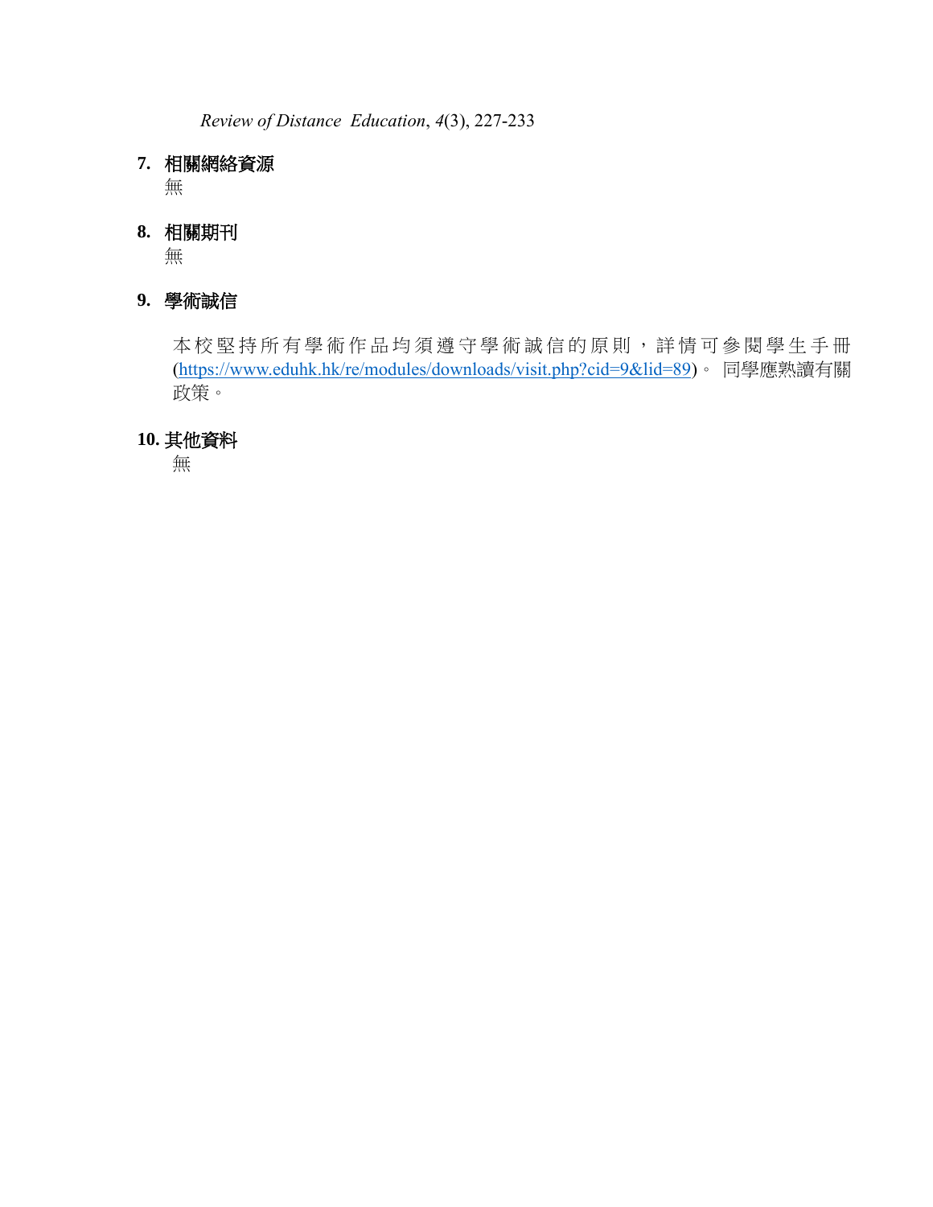*Review of Distance Education*, *4*(3), 227-233

**7. 相關網絡資源**

無

**8. 相關期刊**

無

**9. 學術誠信**

本校堅持所有學術作品均須遵守學術誠信的原則，詳情可參閱學生手冊 (https://www.eduhk.hk/re/modules/downloads/visit.php?cid=9&lid=89)。 同學應熟讀有關政策。

**10. 其他資料**

無